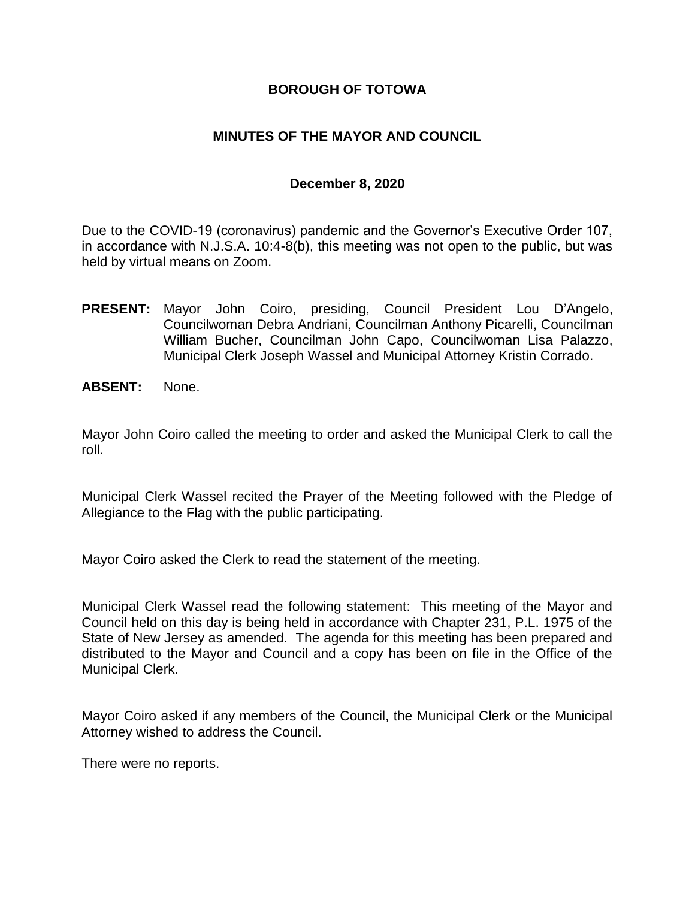# BOROUGH OF TOTOWA

## MINUTES OF THE MAYOR AND COUNCIL

### December 8, 2020

Due to the COVID-19 (coronavirus) pandemic and the Governor's Executive Order 107, in accordance with N.J.S.A. 10:4-8(b), this meeting was not open to the public, but was held by virtual means on Zoom.

**PRESENT:** Mayor John Coiro, presiding, Council President Lou D'Angelo, Councilwoman Debra Andriani, Councilman Anthony Picarelli, Councilman William Bucher, Councilman John Capo, Councilwoman Lisa Palazzo, Municipal Clerk Joseph Wassel and Municipal Attorney Kristin Corrado.

**ABSENT:** None.

Mayor John Coiro called the meeting to order and asked the Municipal Clerk to call the roll.

Municipal Clerk Wassel recited the Prayer of the Meeting followed with the Pledge of Allegiance to the Flag with the public participating.

Mayor Coiro asked the Clerk to read the statement of the meeting.

Municipal Clerk Wassel read the following statement: This meeting of the Mayor and Council held on this day is being held in accordance with Chapter 231, P.L. 1975 of the State of New Jersey as amended. The agenda for this meeting has been prepared and distributed to the Mayor and Council and a copy has been on file in the Office of the Municipal Clerk.

Mayor Coiro asked if any members of the Council, the Municipal Clerk or the Municipal Attorney wished to address the Council.

There were no reports.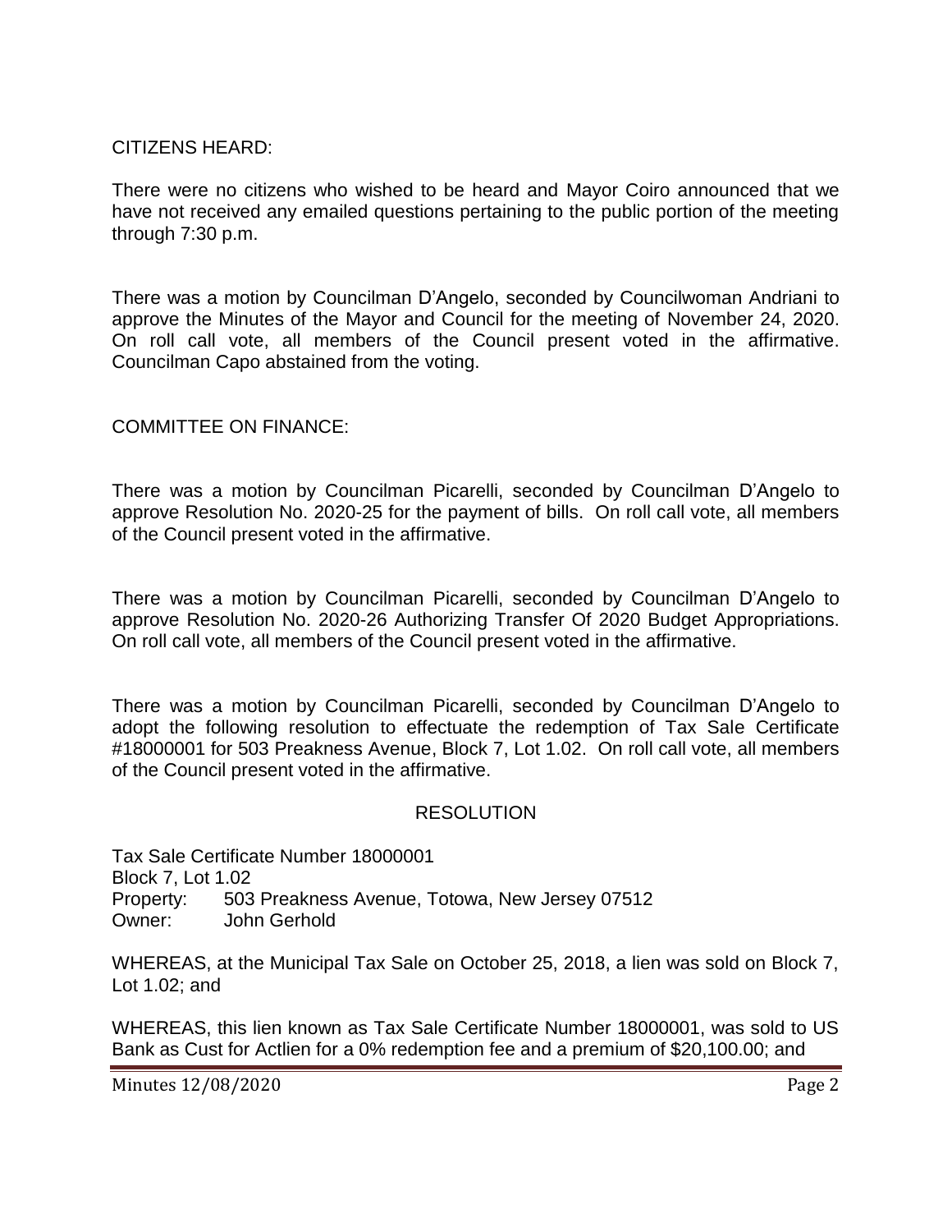CITIZENS HEARD:

There were no citizens who wished to be heard and Mayor Coiro announced that we have not received any emailed questions pertaining to the public portion of the meeting through 7:30 p.m.

There was a motion by Councilman D'Angelo, seconded by Councilwoman Andriani to approve the Minutes of the Mayor and Council for the meeting of November 24, 2020. On roll call vote, all members of the Council present voted in the affirmative. Councilman Capo abstained from the voting.

COMMITTEE ON FINANCE:

There was a motion by Councilman Picarelli, seconded by Councilman D'Angelo to approve Resolution No. 2020-25 for the payment of bills. On roll call vote, all members of the Council present voted in the affirmative.

There was a motion by Councilman Picarelli, seconded by Councilman D'Angelo to approve Resolution No. 2020-26 Authorizing Transfer Of 2020 Budget Appropriations. On roll call vote, all members of the Council present voted in the affirmative.

There was a motion by Councilman Picarelli, seconded by Councilman D'Angelo to adopt the following resolution to effectuate the redemption of Tax Sale Certificate #18000001 for 503 Preakness Avenue, Block 7, Lot 1.02. On roll call vote, all members of the Council present voted in the affirmative.

RESOLUTION

Tax Sale Certificate Number 18000001
Block 7, Lot 1.02
Property: 503 Preakness Avenue, Totowa, New Jersey 07512
Owner: John Gerhold

WHEREAS, at the Municipal Tax Sale on October 25, 2018, a lien was sold on Block 7, Lot 1.02; and

WHEREAS, this lien known as Tax Sale Certificate Number 18000001, was sold to US Bank as Cust for Actlien for a 0% redemption fee and a premium of $20,100.00; and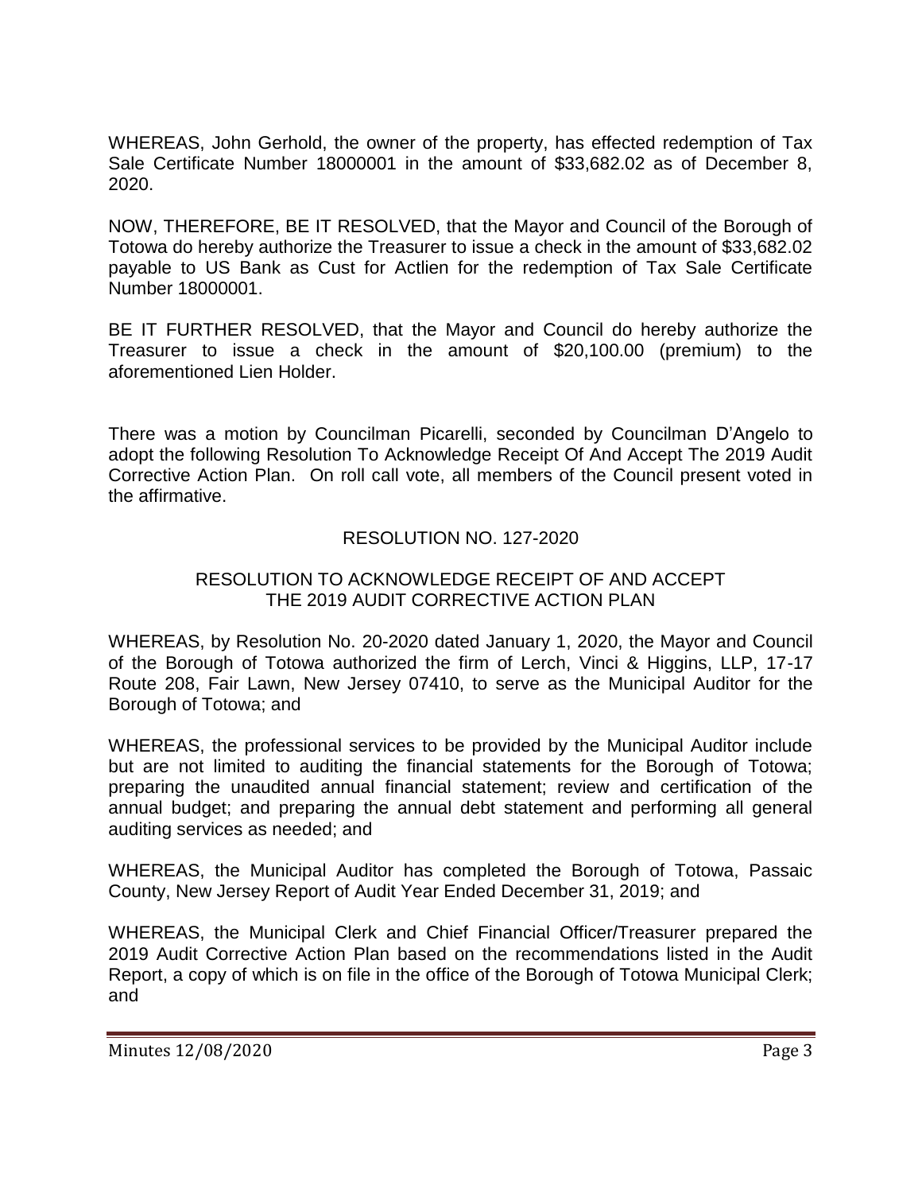WHEREAS, John Gerhold, the owner of the property, has effected redemption of Tax Sale Certificate Number 18000001 in the amount of $33,682.02 as of December 8, 2020.

NOW, THEREFORE, BE IT RESOLVED, that the Mayor and Council of the Borough of Totowa do hereby authorize the Treasurer to issue a check in the amount of $33,682.02 payable to US Bank as Cust for Actlien for the redemption of Tax Sale Certificate Number 18000001.

BE IT FURTHER RESOLVED, that the Mayor and Council do hereby authorize the Treasurer to issue a check in the amount of $20,100.00 (premium) to the aforementioned Lien Holder.

There was a motion by Councilman Picarelli, seconded by Councilman D'Angelo to adopt the following Resolution To Acknowledge Receipt Of And Accept The 2019 Audit Corrective Action Plan. On roll call vote, all members of the Council present voted in the affirmative.

RESOLUTION NO. 127-2020

RESOLUTION TO ACKNOWLEDGE RECEIPT OF AND ACCEPT THE 2019 AUDIT CORRECTIVE ACTION PLAN

WHEREAS, by Resolution No. 20-2020 dated January 1, 2020, the Mayor and Council of the Borough of Totowa authorized the firm of Lerch, Vinci & Higgins, LLP, 17-17 Route 208, Fair Lawn, New Jersey 07410, to serve as the Municipal Auditor for the Borough of Totowa; and

WHEREAS, the professional services to be provided by the Municipal Auditor include but are not limited to auditing the financial statements for the Borough of Totowa; preparing the unaudited annual financial statement; review and certification of the annual budget; and preparing the annual debt statement and performing all general auditing services as needed; and

WHEREAS, the Municipal Auditor has completed the Borough of Totowa, Passaic County, New Jersey Report of Audit Year Ended December 31, 2019; and

WHEREAS, the Municipal Clerk and Chief Financial Officer/Treasurer prepared the 2019 Audit Corrective Action Plan based on the recommendations listed in the Audit Report, a copy of which is on file in the office of the Borough of Totowa Municipal Clerk; and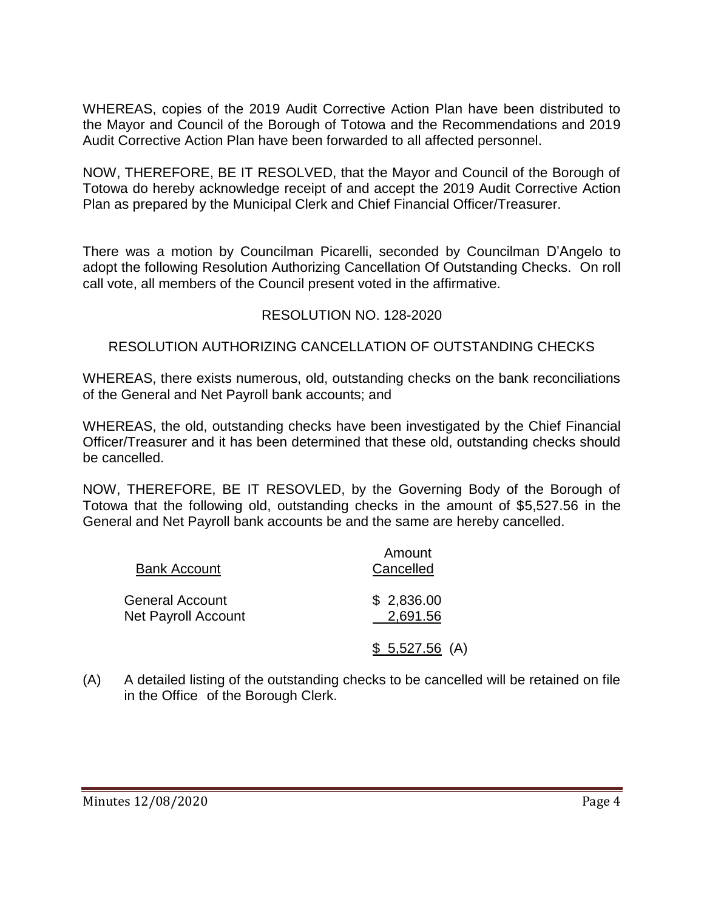WHEREAS, copies of the 2019 Audit Corrective Action Plan have been distributed to the Mayor and Council of the Borough of Totowa and the Recommendations and 2019 Audit Corrective Action Plan have been forwarded to all affected personnel.

NOW, THEREFORE, BE IT RESOLVED, that the Mayor and Council of the Borough of Totowa do hereby acknowledge receipt of and accept the 2019 Audit Corrective Action Plan as prepared by the Municipal Clerk and Chief Financial Officer/Treasurer.

There was a motion by Councilman Picarelli, seconded by Councilman D'Angelo to adopt the following Resolution Authorizing Cancellation Of Outstanding Checks. On roll call vote, all members of the Council present voted in the affirmative.

RESOLUTION NO. 128-2020

RESOLUTION AUTHORIZING CANCELLATION OF OUTSTANDING CHECKS

WHEREAS, there exists numerous, old, outstanding checks on the bank reconciliations of the General and Net Payroll bank accounts; and

WHEREAS, the old, outstanding checks have been investigated by the Chief Financial Officer/Treasurer and it has been determined that these old, outstanding checks should be cancelled.

NOW, THEREFORE, BE IT RESOVLED, by the Governing Body of the Borough of Totowa that the following old, outstanding checks in the amount of $5,527.56 in the General and Net Payroll bank accounts be and the same are hereby cancelled.

| Bank Account | Amount Cancelled |
|---|---|
| General Account | $ 2,836.00 |
| Net Payroll Account | 2,691.56 |
| | $ 5,527.56 (A) |

(A) A detailed listing of the outstanding checks to be cancelled will be retained on file in the Office of the Borough Clerk.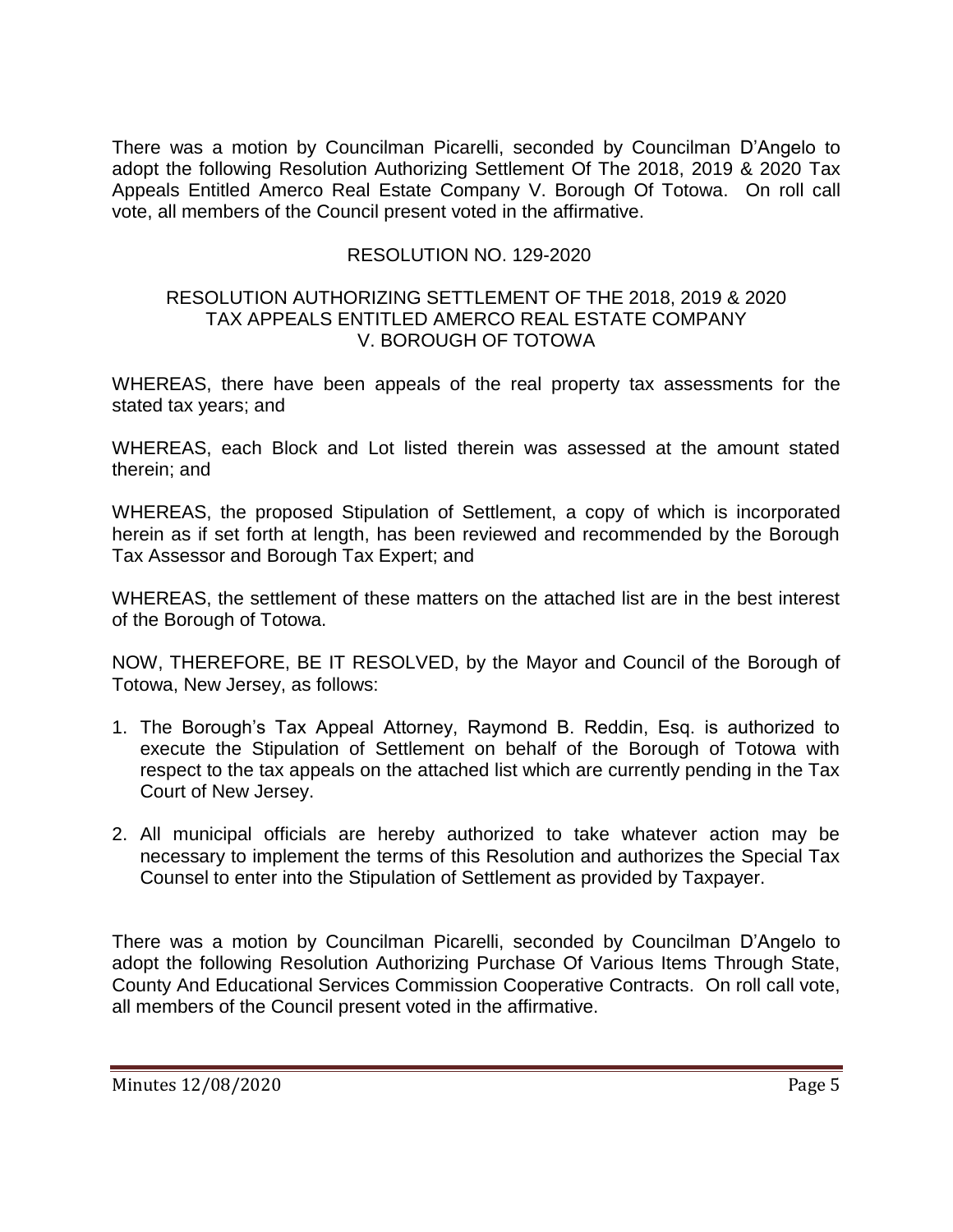There was a motion by Councilman Picarelli, seconded by Councilman D'Angelo to adopt the following Resolution Authorizing Settlement Of The 2018, 2019 & 2020 Tax Appeals Entitled Amerco Real Estate Company V. Borough Of Totowa. On roll call vote, all members of the Council present voted in the affirmative.

RESOLUTION NO. 129-2020

RESOLUTION AUTHORIZING SETTLEMENT OF THE 2018, 2019 & 2020 TAX APPEALS ENTITLED AMERCO REAL ESTATE COMPANY V. BOROUGH OF TOTOWA

WHEREAS, there have been appeals of the real property tax assessments for the stated tax years; and

WHEREAS, each Block and Lot listed therein was assessed at the amount stated therein; and

WHEREAS, the proposed Stipulation of Settlement, a copy of which is incorporated herein as if set forth at length, has been reviewed and recommended by the Borough Tax Assessor and Borough Tax Expert; and

WHEREAS, the settlement of these matters on the attached list are in the best interest of the Borough of Totowa.

NOW, THEREFORE, BE IT RESOLVED, by the Mayor and Council of the Borough of Totowa, New Jersey, as follows:

1. The Borough's Tax Appeal Attorney, Raymond B. Reddin, Esq. is authorized to execute the Stipulation of Settlement on behalf of the Borough of Totowa with respect to the tax appeals on the attached list which are currently pending in the Tax Court of New Jersey.
2. All municipal officials are hereby authorized to take whatever action may be necessary to implement the terms of this Resolution and authorizes the Special Tax Counsel to enter into the Stipulation of Settlement as provided by Taxpayer.

There was a motion by Councilman Picarelli, seconded by Councilman D'Angelo to adopt the following Resolution Authorizing Purchase Of Various Items Through State, County And Educational Services Commission Cooperative Contracts. On roll call vote, all members of the Council present voted in the affirmative.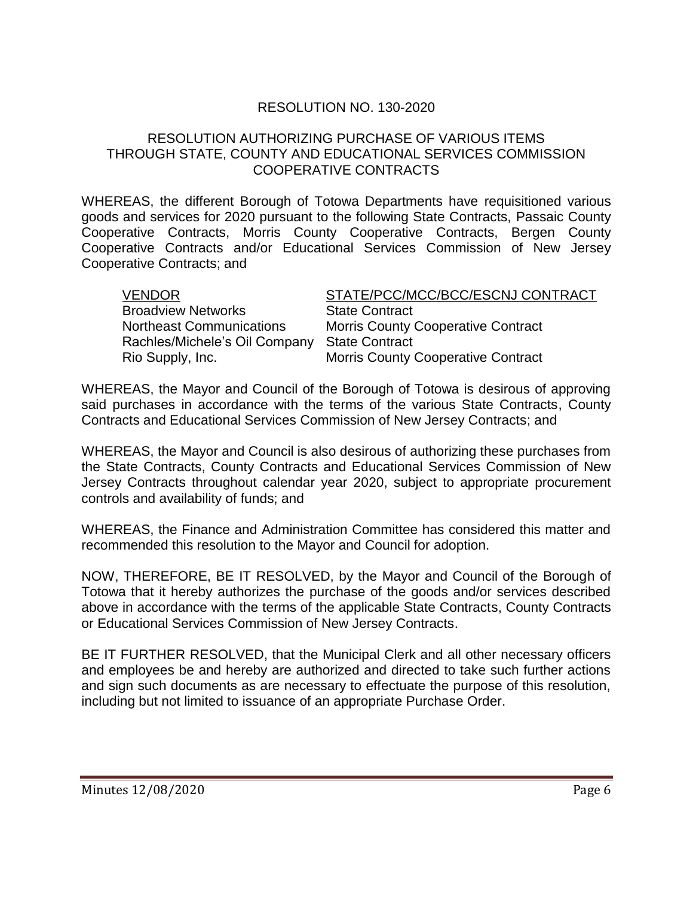# RESOLUTION NO. 130-2020

## RESOLUTION AUTHORIZING PURCHASE OF VARIOUS ITEMS THROUGH STATE, COUNTY AND EDUCATIONAL SERVICES COMMISSION COOPERATIVE CONTRACTS

WHEREAS, the different Borough of Totowa Departments have requisitioned various goods and services for 2020 pursuant to the following State Contracts, Passaic County Cooperative Contracts, Morris County Cooperative Contracts, Bergen County Cooperative Contracts and/or Educational Services Commission of New Jersey Cooperative Contracts; and

| VENDOR | STATE/PCC/MCC/BCC/ESCNJ CONTRACT |
|---|---|
| Broadview Networks | State Contract |
| Northeast Communications | Morris County Cooperative Contract |
| Rachles/Michele's Oil Company | State Contract |
| Rio Supply, Inc. | Morris County Cooperative Contract |

WHEREAS, the Mayor and Council of the Borough of Totowa is desirous of approving said purchases in accordance with the terms of the various State Contracts, County Contracts and Educational Services Commission of New Jersey Contracts; and

WHEREAS, the Mayor and Council is also desirous of authorizing these purchases from the State Contracts, County Contracts and Educational Services Commission of New Jersey Contracts throughout calendar year 2020, subject to appropriate procurement controls and availability of funds; and

WHEREAS, the Finance and Administration Committee has considered this matter and recommended this resolution to the Mayor and Council for adoption.

NOW, THEREFORE, BE IT RESOLVED, by the Mayor and Council of the Borough of Totowa that it hereby authorizes the purchase of the goods and/or services described above in accordance with the terms of the applicable State Contracts, County Contracts or Educational Services Commission of New Jersey Contracts.

BE IT FURTHER RESOLVED, that the Municipal Clerk and all other necessary officers and employees be and hereby are authorized and directed to take such further actions and sign such documents as are necessary to effectuate the purpose of this resolution, including but not limited to issuance of an appropriate Purchase Order.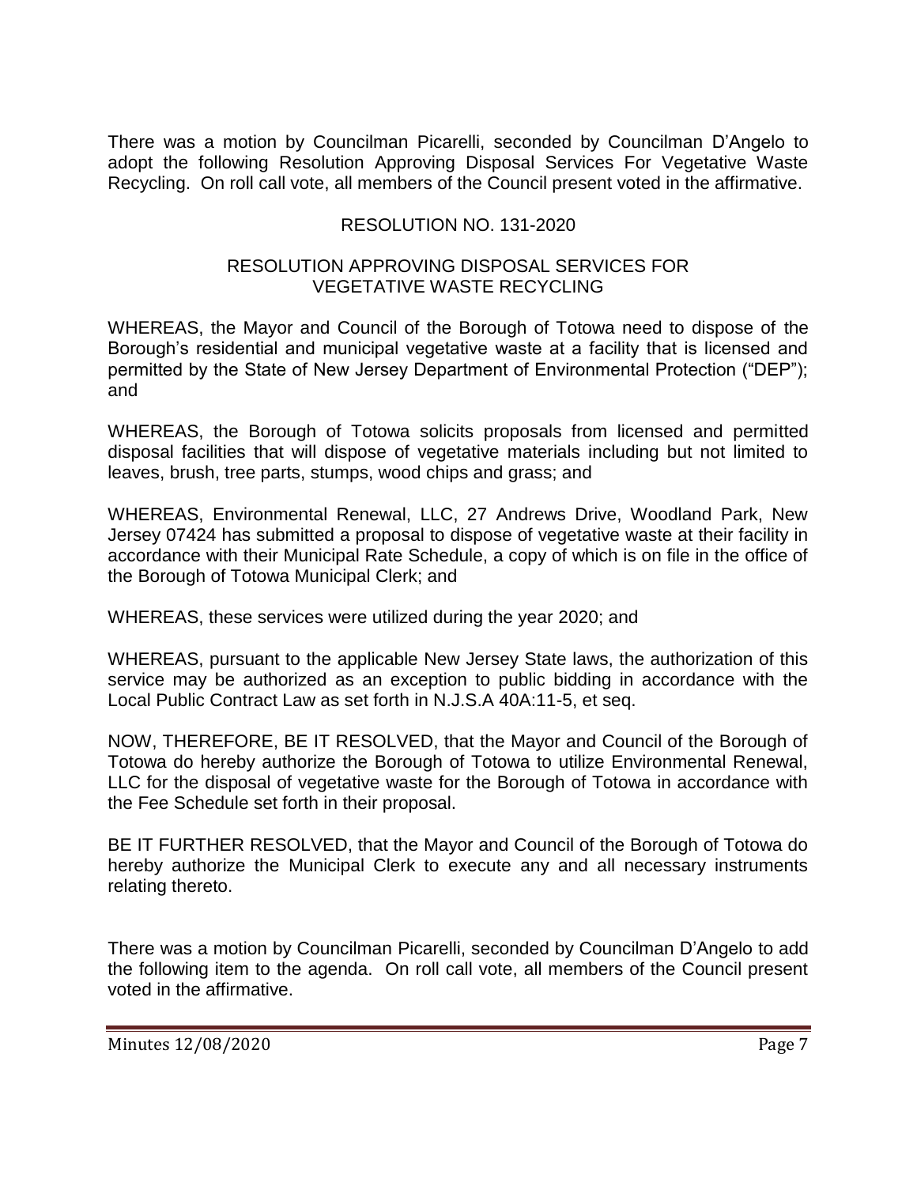There was a motion by Councilman Picarelli, seconded by Councilman D'Angelo to adopt the following Resolution Approving Disposal Services For Vegetative Waste Recycling. On roll call vote, all members of the Council present voted in the affirmative.

RESOLUTION NO. 131-2020

RESOLUTION APPROVING DISPOSAL SERVICES FOR VEGETATIVE WASTE RECYCLING

WHEREAS, the Mayor and Council of the Borough of Totowa need to dispose of the Borough's residential and municipal vegetative waste at a facility that is licensed and permitted by the State of New Jersey Department of Environmental Protection ("DEP"); and

WHEREAS, the Borough of Totowa solicits proposals from licensed and permitted disposal facilities that will dispose of vegetative materials including but not limited to leaves, brush, tree parts, stumps, wood chips and grass; and

WHEREAS, Environmental Renewal, LLC, 27 Andrews Drive, Woodland Park, New Jersey 07424 has submitted a proposal to dispose of vegetative waste at their facility in accordance with their Municipal Rate Schedule, a copy of which is on file in the office of the Borough of Totowa Municipal Clerk; and

WHEREAS, these services were utilized during the year 2020; and

WHEREAS, pursuant to the applicable New Jersey State laws, the authorization of this service may be authorized as an exception to public bidding in accordance with the Local Public Contract Law as set forth in N.J.S.A 40A:11-5, et seq.

NOW, THEREFORE, BE IT RESOLVED, that the Mayor and Council of the Borough of Totowa do hereby authorize the Borough of Totowa to utilize Environmental Renewal, LLC for the disposal of vegetative waste for the Borough of Totowa in accordance with the Fee Schedule set forth in their proposal.

BE IT FURTHER RESOLVED, that the Mayor and Council of the Borough of Totowa do hereby authorize the Municipal Clerk to execute any and all necessary instruments relating thereto.

There was a motion by Councilman Picarelli, seconded by Councilman D'Angelo to add the following item to the agenda. On roll call vote, all members of the Council present voted in the affirmative.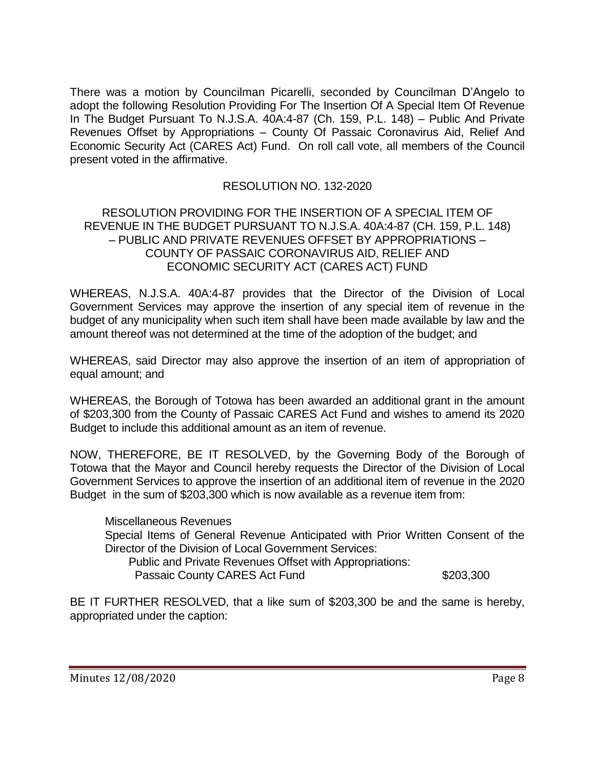There was a motion by Councilman Picarelli, seconded by Councilman D'Angelo to adopt the following Resolution Providing For The Insertion Of A Special Item Of Revenue In The Budget Pursuant To N.J.S.A. 40A:4-87 (Ch. 159, P.L. 148) – Public And Private Revenues Offset by Appropriations – County Of Passaic Coronavirus Aid, Relief And Economic Security Act (CARES Act) Fund. On roll call vote, all members of the Council present voted in the affirmative.

RESOLUTION NO. 132-2020

RESOLUTION PROVIDING FOR THE INSERTION OF A SPECIAL ITEM OF REVENUE IN THE BUDGET PURSUANT TO N.J.S.A. 40A:4-87 (CH. 159, P.L. 148) – PUBLIC AND PRIVATE REVENUES OFFSET BY APPROPRIATIONS – COUNTY OF PASSAIC CORONAVIRUS AID, RELIEF AND ECONOMIC SECURITY ACT (CARES ACT) FUND

WHEREAS, N.J.S.A. 40A:4-87 provides that the Director of the Division of Local Government Services may approve the insertion of any special item of revenue in the budget of any municipality when such item shall have been made available by law and the amount thereof was not determined at the time of the adoption of the budget; and

WHEREAS, said Director may also approve the insertion of an item of appropriation of equal amount; and

WHEREAS, the Borough of Totowa has been awarded an additional grant in the amount of $203,300 from the County of Passaic CARES Act Fund and wishes to amend its 2020 Budget to include this additional amount as an item of revenue.

NOW, THEREFORE, BE IT RESOLVED, by the Governing Body of the Borough of Totowa that the Mayor and Council hereby requests the Director of the Division of Local Government Services to approve the insertion of an additional item of revenue in the 2020 Budget in the sum of $203,300 which is now available as a revenue item from:

Miscellaneous Revenues
Special Items of General Revenue Anticipated with Prior Written Consent of the Director of the Division of Local Government Services:
Public and Private Revenues Offset with Appropriations:
Passaic County CARES Act Fund $203,300

BE IT FURTHER RESOLVED, that a like sum of $203,300 be and the same is hereby, appropriated under the caption: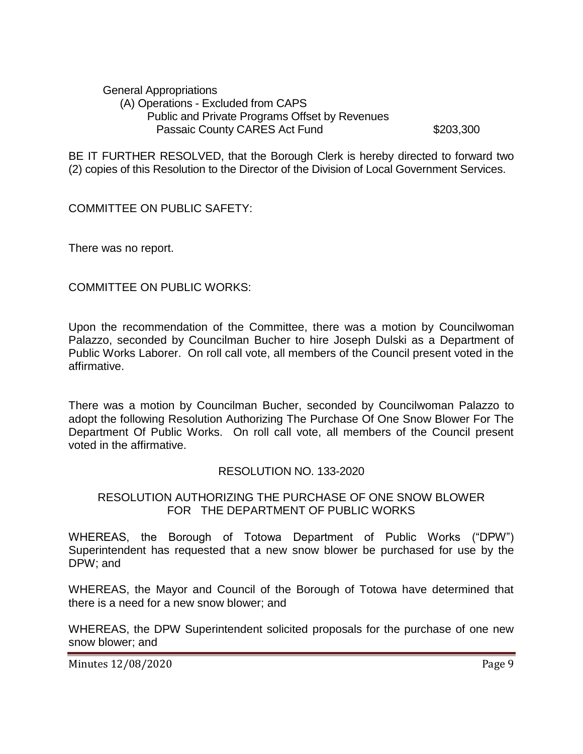General Appropriations
(A) Operations - Excluded from CAPS
Public and Private Programs Offset by Revenues
Passaic County CARES Act Fund $203,300

BE IT FURTHER RESOLVED, that the Borough Clerk is hereby directed to forward two (2) copies of this Resolution to the Director of the Division of Local Government Services.

COMMITTEE ON PUBLIC SAFETY:

There was no report.

COMMITTEE ON PUBLIC WORKS:

Upon the recommendation of the Committee, there was a motion by Councilwoman Palazzo, seconded by Councilman Bucher to hire Joseph Dulski as a Department of Public Works Laborer. On roll call vote, all members of the Council present voted in the affirmative.

There was a motion by Councilman Bucher, seconded by Councilwoman Palazzo to adopt the following Resolution Authorizing The Purchase Of One Snow Blower For The Department Of Public Works. On roll call vote, all members of the Council present voted in the affirmative.

RESOLUTION NO. 133-2020

RESOLUTION AUTHORIZING THE PURCHASE OF ONE SNOW BLOWER FOR THE DEPARTMENT OF PUBLIC WORKS

WHEREAS, the Borough of Totowa Department of Public Works ("DPW") Superintendent has requested that a new snow blower be purchased for use by the DPW; and

WHEREAS, the Mayor and Council of the Borough of Totowa have determined that there is a need for a new snow blower; and

WHEREAS, the DPW Superintendent solicited proposals for the purchase of one new snow blower; and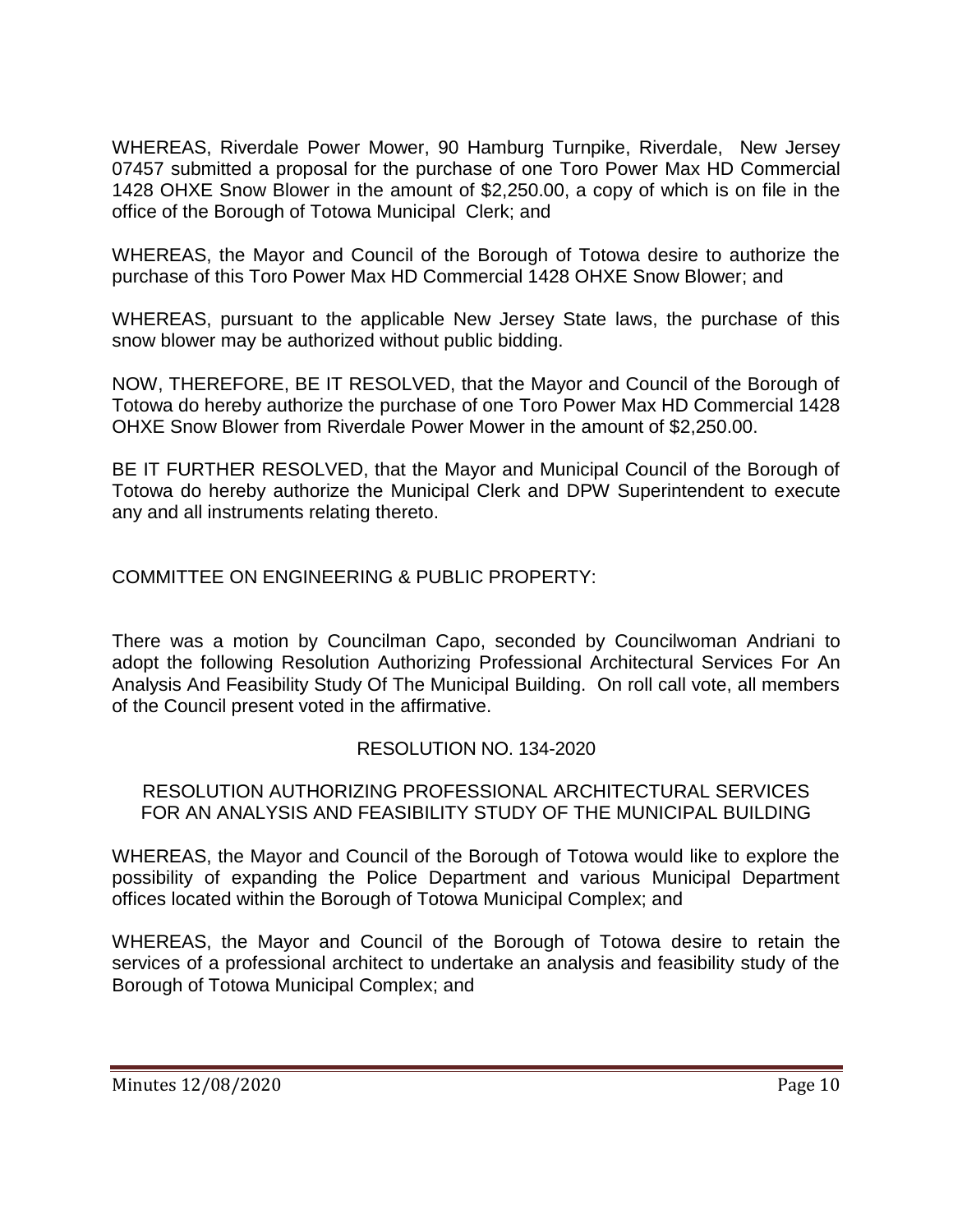WHEREAS, Riverdale Power Mower, 90 Hamburg Turnpike, Riverdale, New Jersey 07457 submitted a proposal for the purchase of one Toro Power Max HD Commercial 1428 OHXE Snow Blower in the amount of $2,250.00, a copy of which is on file in the office of the Borough of Totowa Municipal Clerk; and

WHEREAS, the Mayor and Council of the Borough of Totowa desire to authorize the purchase of this Toro Power Max HD Commercial 1428 OHXE Snow Blower; and

WHEREAS, pursuant to the applicable New Jersey State laws, the purchase of this snow blower may be authorized without public bidding.

NOW, THEREFORE, BE IT RESOLVED, that the Mayor and Council of the Borough of Totowa do hereby authorize the purchase of one Toro Power Max HD Commercial 1428 OHXE Snow Blower from Riverdale Power Mower in the amount of $2,250.00.

BE IT FURTHER RESOLVED, that the Mayor and Municipal Council of the Borough of Totowa do hereby authorize the Municipal Clerk and DPW Superintendent to execute any and all instruments relating thereto.

COMMITTEE ON ENGINEERING & PUBLIC PROPERTY:

There was a motion by Councilman Capo, seconded by Councilwoman Andriani to adopt the following Resolution Authorizing Professional Architectural Services For An Analysis And Feasibility Study Of The Municipal Building. On roll call vote, all members of the Council present voted in the affirmative.

RESOLUTION NO. 134-2020

RESOLUTION AUTHORIZING PROFESSIONAL ARCHITECTURAL SERVICES FOR AN ANALYSIS AND FEASIBILITY STUDY OF THE MUNICIPAL BUILDING

WHEREAS, the Mayor and Council of the Borough of Totowa would like to explore the possibility of expanding the Police Department and various Municipal Department offices located within the Borough of Totowa Municipal Complex; and

WHEREAS, the Mayor and Council of the Borough of Totowa desire to retain the services of a professional architect to undertake an analysis and feasibility study of the Borough of Totowa Municipal Complex; and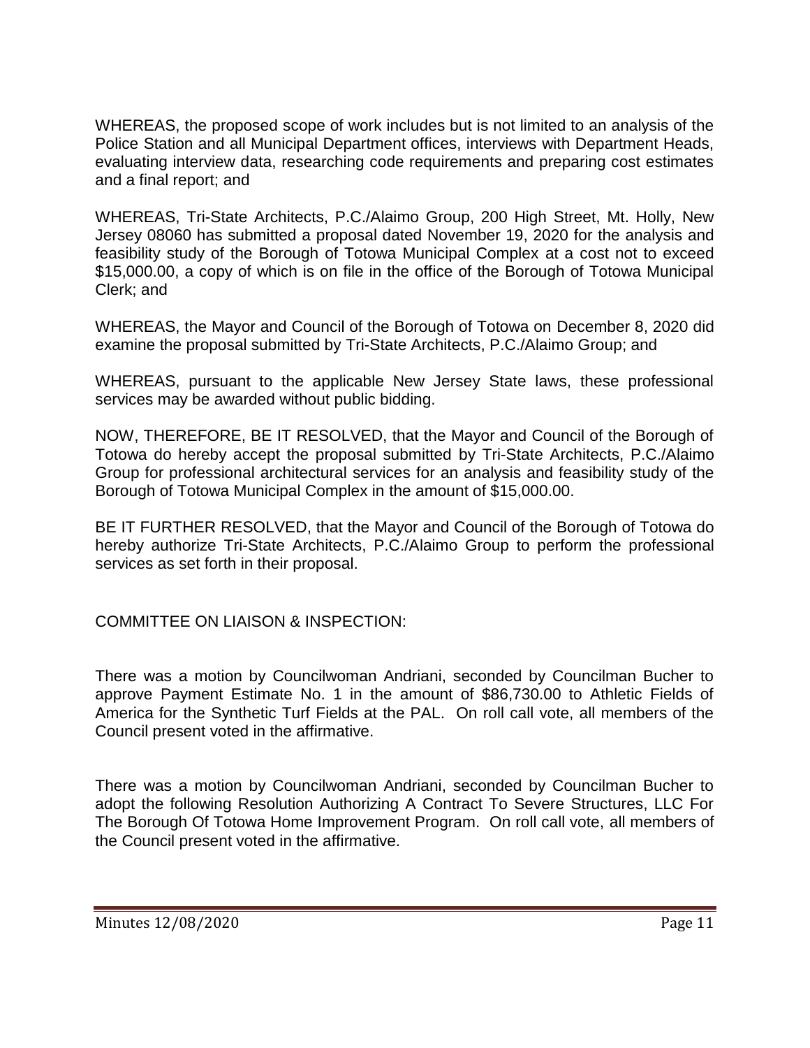WHEREAS, the proposed scope of work includes but is not limited to an analysis of the Police Station and all Municipal Department offices, interviews with Department Heads, evaluating interview data, researching code requirements and preparing cost estimates and a final report; and

WHEREAS, Tri-State Architects, P.C./Alaimo Group, 200 High Street, Mt. Holly, New Jersey 08060 has submitted a proposal dated November 19, 2020 for the analysis and feasibility study of the Borough of Totowa Municipal Complex at a cost not to exceed $15,000.00, a copy of which is on file in the office of the Borough of Totowa Municipal Clerk; and

WHEREAS, the Mayor and Council of the Borough of Totowa on December 8, 2020 did examine the proposal submitted by Tri-State Architects, P.C./Alaimo Group; and

WHEREAS, pursuant to the applicable New Jersey State laws, these professional services may be awarded without public bidding.

NOW, THEREFORE, BE IT RESOLVED, that the Mayor and Council of the Borough of Totowa do hereby accept the proposal submitted by Tri-State Architects, P.C./Alaimo Group for professional architectural services for an analysis and feasibility study of the Borough of Totowa Municipal Complex in the amount of $15,000.00.

BE IT FURTHER RESOLVED, that the Mayor and Council of the Borough of Totowa do hereby authorize Tri-State Architects, P.C./Alaimo Group to perform the professional services as set forth in their proposal.

COMMITTEE ON LIAISON & INSPECTION:

There was a motion by Councilwoman Andriani, seconded by Councilman Bucher to approve Payment Estimate No. 1 in the amount of $86,730.00 to Athletic Fields of America for the Synthetic Turf Fields at the PAL. On roll call vote, all members of the Council present voted in the affirmative.

There was a motion by Councilwoman Andriani, seconded by Councilman Bucher to adopt the following Resolution Authorizing A Contract To Severe Structures, LLC For The Borough Of Totowa Home Improvement Program. On roll call vote, all members of the Council present voted in the affirmative.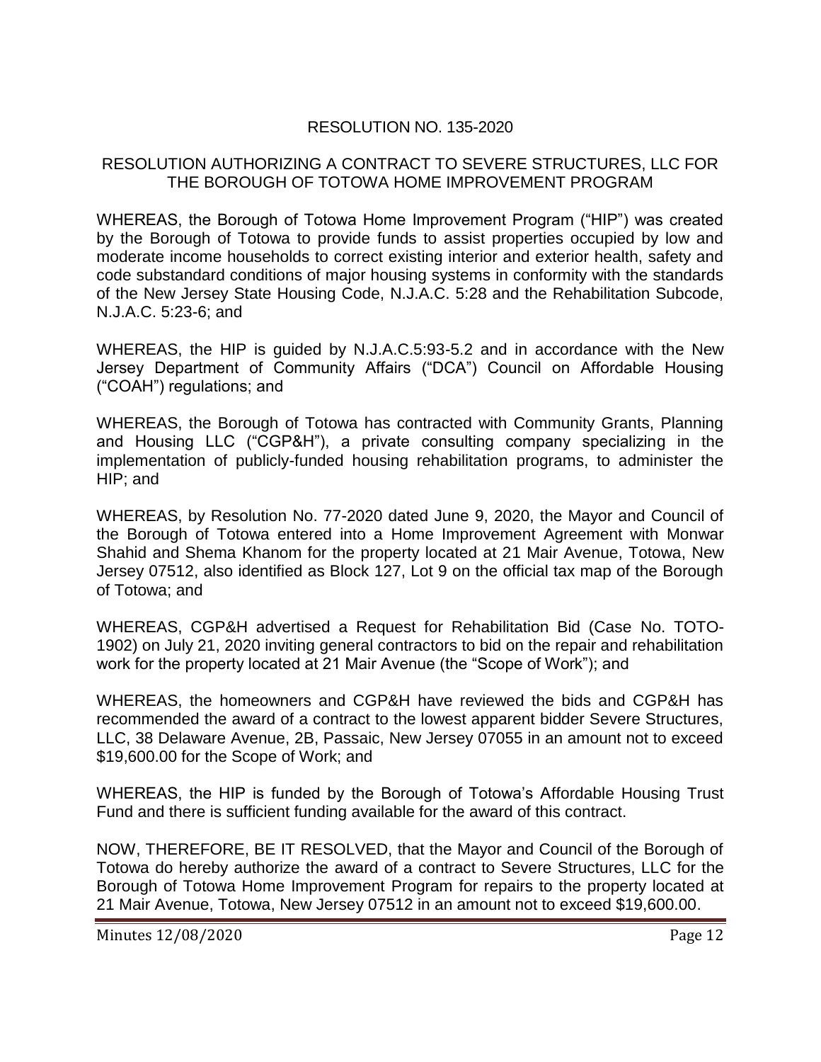## RESOLUTION NO. 135-2020

## RESOLUTION AUTHORIZING A CONTRACT TO SEVERE STRUCTURES, LLC FOR THE BOROUGH OF TOTOWA HOME IMPROVEMENT PROGRAM

WHEREAS, the Borough of Totowa Home Improvement Program ("HIP") was created by the Borough of Totowa to provide funds to assist properties occupied by low and moderate income households to correct existing interior and exterior health, safety and code substandard conditions of major housing systems in conformity with the standards of the New Jersey State Housing Code, N.J.A.C. 5:28 and the Rehabilitation Subcode, N.J.A.C. 5:23-6; and

WHEREAS, the HIP is guided by N.J.A.C.5:93-5.2 and in accordance with the New Jersey Department of Community Affairs ("DCA") Council on Affordable Housing ("COAH") regulations; and

WHEREAS, the Borough of Totowa has contracted with Community Grants, Planning and Housing LLC ("CGP&H"), a private consulting company specializing in the implementation of publicly-funded housing rehabilitation programs, to administer the HIP; and

WHEREAS, by Resolution No. 77-2020 dated June 9, 2020, the Mayor and Council of the Borough of Totowa entered into a Home Improvement Agreement with Monwar Shahid and Shema Khanom for the property located at 21 Mair Avenue, Totowa, New Jersey 07512, also identified as Block 127, Lot 9 on the official tax map of the Borough of Totowa; and

WHEREAS, CGP&H advertised a Request for Rehabilitation Bid (Case No. TOTO-1902) on July 21, 2020 inviting general contractors to bid on the repair and rehabilitation work for the property located at 21 Mair Avenue (the "Scope of Work"); and

WHEREAS, the homeowners and CGP&H have reviewed the bids and CGP&H has recommended the award of a contract to the lowest apparent bidder Severe Structures, LLC, 38 Delaware Avenue, 2B, Passaic, New Jersey 07055 in an amount not to exceed $19,600.00 for the Scope of Work; and

WHEREAS, the HIP is funded by the Borough of Totowa's Affordable Housing Trust Fund and there is sufficient funding available for the award of this contract.

NOW, THEREFORE, BE IT RESOLVED, that the Mayor and Council of the Borough of Totowa do hereby authorize the award of a contract to Severe Structures, LLC for the Borough of Totowa Home Improvement Program for repairs to the property located at 21 Mair Avenue, Totowa, New Jersey 07512 in an amount not to exceed $19,600.00.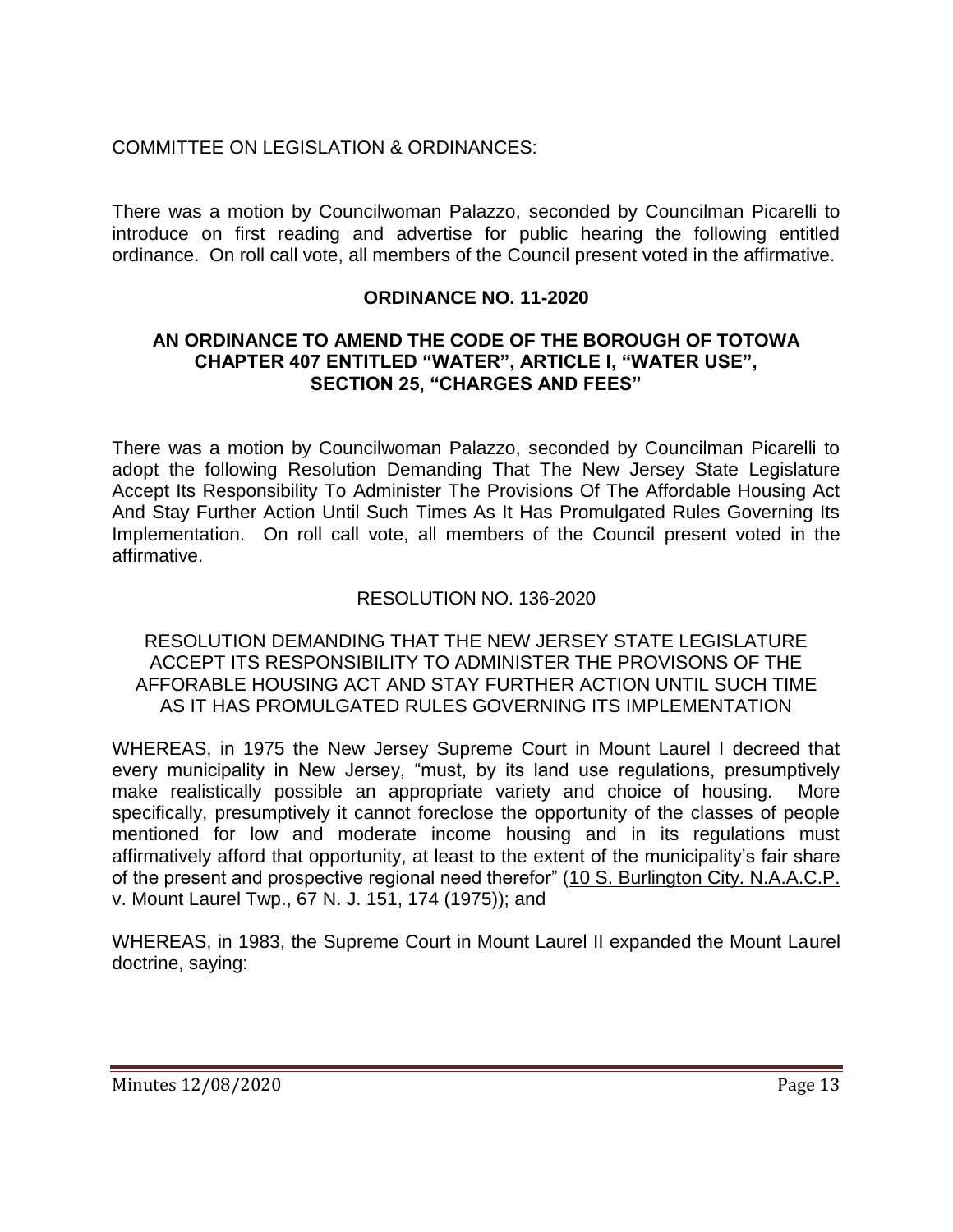COMMITTEE ON LEGISLATION & ORDINANCES:

There was a motion by Councilwoman Palazzo, seconded by Councilman Picarelli to introduce on first reading and advertise for public hearing the following entitled ordinance. On roll call vote, all members of the Council present voted in the affirmative.

**ORDINANCE NO. 11-2020**

**AN ORDINANCE TO AMEND THE CODE OF THE BOROUGH OF TOTOWA CHAPTER 407 ENTITLED "WATER", ARTICLE I, "WATER USE", SECTION 25, "CHARGES AND FEES"**

There was a motion by Councilwoman Palazzo, seconded by Councilman Picarelli to adopt the following Resolution Demanding That The New Jersey State Legislature Accept Its Responsibility To Administer The Provisions Of The Affordable Housing Act And Stay Further Action Until Such Times As It Has Promulgated Rules Governing Its Implementation. On roll call vote, all members of the Council present voted in the affirmative.

RESOLUTION NO. 136-2020

RESOLUTION DEMANDING THAT THE NEW JERSEY STATE LEGISLATURE ACCEPT ITS RESPONSIBILITY TO ADMINISTER THE PROVISONS OF THE AFFORABLE HOUSING ACT AND STAY FURTHER ACTION UNTIL SUCH TIME AS IT HAS PROMULGATED RULES GOVERNING ITS IMPLEMENTATION

WHEREAS, in 1975 the New Jersey Supreme Court in Mount Laurel I decreed that every municipality in New Jersey, "must, by its land use regulations, presumptively make realistically possible an appropriate variety and choice of housing. More specifically, presumptively it cannot foreclose the opportunity of the classes of people mentioned for low and moderate income housing and in its regulations must affirmatively afford that opportunity, at least to the extent of the municipality's fair share of the present and prospective regional need therefor" (10 S. Burlington City. N.A.A.C.P. v. Mount Laurel Twp., 67 N. J. 151, 174 (1975)); and

WHEREAS, in 1983, the Supreme Court in Mount Laurel II expanded the Mount Laurel doctrine, saying: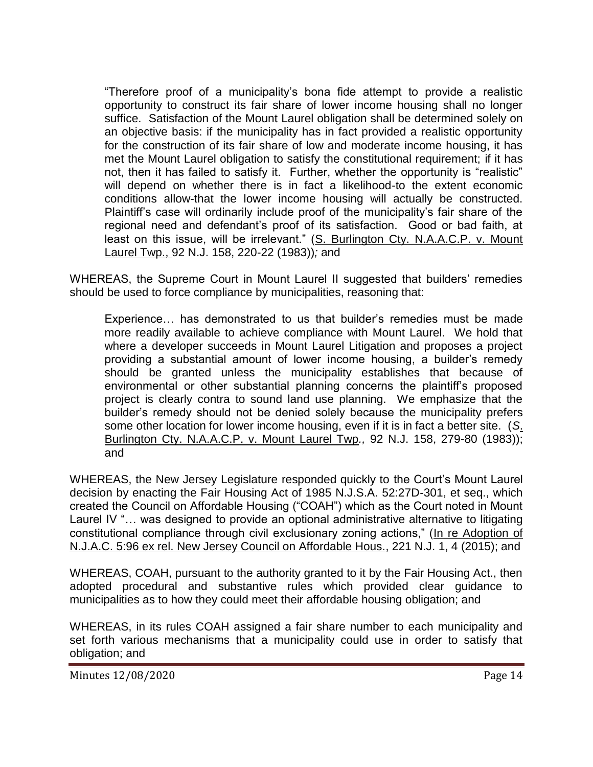> "Therefore proof of a municipality's bona fide attempt to provide a realistic opportunity to construct its fair share of lower income housing shall no longer suffice. Satisfaction of the Mount Laurel obligation shall be determined solely on an objective basis: if the municipality has in fact provided a realistic opportunity for the construction of its fair share of low and moderate income housing, it has met the Mount Laurel obligation to satisfy the constitutional requirement; if it has not, then it has failed to satisfy it. Further, whether the opportunity is "realistic" will depend on whether there is in fact a likelihood-to the extent economic conditions allow-that the lower income housing will actually be constructed. Plaintiff's case will ordinarily include proof of the municipality's fair share of the regional need and defendant's proof of its satisfaction. Good or bad faith, at least on this issue, will be irrelevant." (S. Burlington Cty. N.A.A.C.P. v. Mount Laurel Twp., 92 N.J. 158, 220-22 (1983))*;* and

WHEREAS, the Supreme Court in Mount Laurel II suggested that builders' remedies should be used to force compliance by municipalities, reasoning that:

> Experience… has demonstrated to us that builder's remedies must be made more readily available to achieve compliance with Mount Laurel. We hold that where a developer succeeds in Mount Laurel Litigation and proposes a project providing a substantial amount of lower income housing, a builder's remedy should be granted unless the municipality establishes that because of environmental or other substantial planning concerns the plaintiff's proposed project is clearly contra to sound land use planning. We emphasize that the builder's remedy should not be denied solely because the municipality prefers some other location for lower income housing, even if it is in fact a better site. (*S.* Burlington Cty. N.A.A.C.P. v. Mount Laurel Twp.*,* 92 N.J. 158, 279-80 (1983)); and

WHEREAS, the New Jersey Legislature responded quickly to the Court's Mount Laurel decision by enacting the Fair Housing Act of 1985 N.J.S.A. 52:27D-301, et seq., which created the Council on Affordable Housing ("COAH") which as the Court noted in Mount Laurel IV "… was designed to provide an optional administrative alternative to litigating constitutional compliance through civil exclusionary zoning actions," (In re Adoption of N.J.A.C. 5:96 ex rel. New Jersey Council on Affordable Hous., 221 N.J. 1, 4 (2015); and

WHEREAS, COAH, pursuant to the authority granted to it by the Fair Housing Act., then adopted procedural and substantive rules which provided clear guidance to municipalities as to how they could meet their affordable housing obligation; and

WHEREAS, in its rules COAH assigned a fair share number to each municipality and set forth various mechanisms that a municipality could use in order to satisfy that obligation; and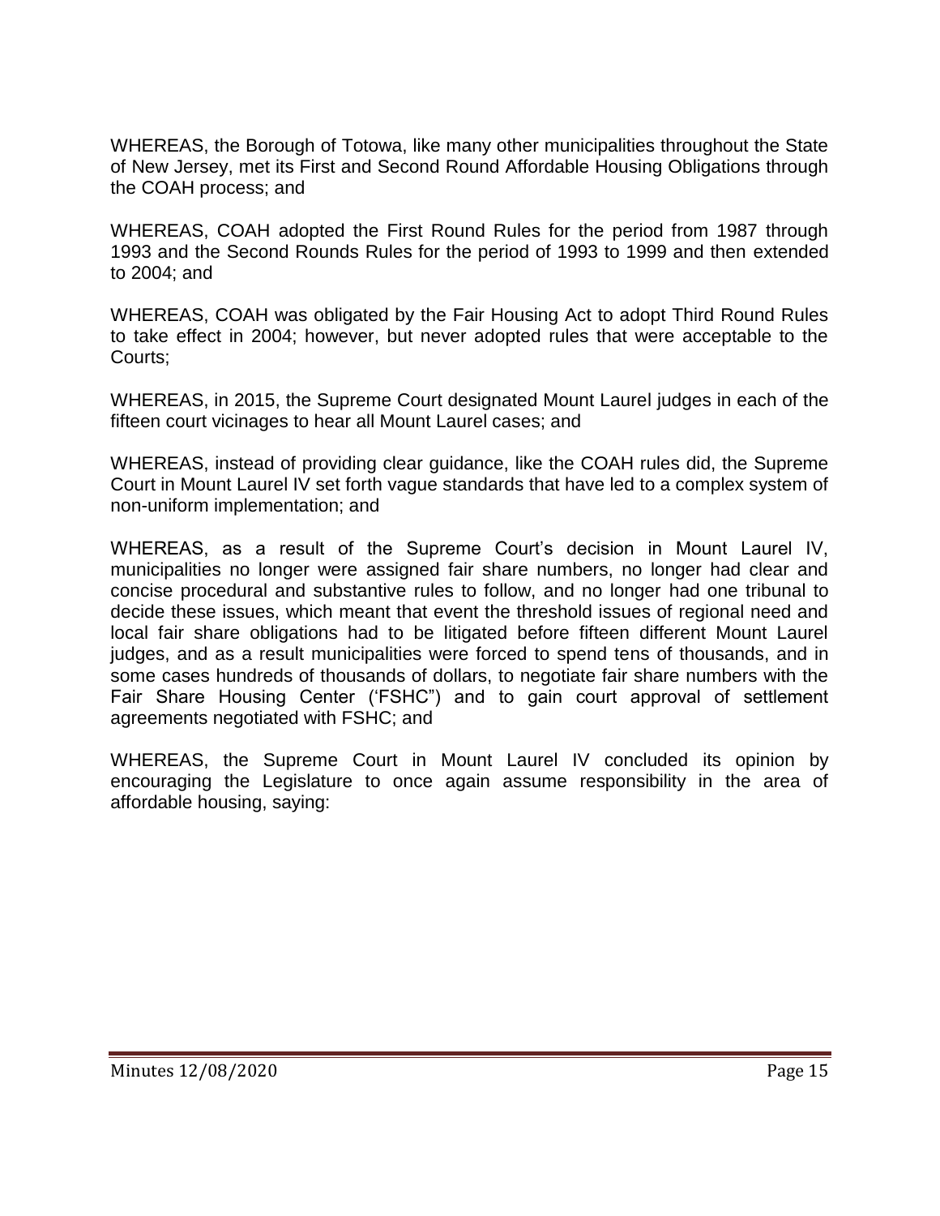WHEREAS, the Borough of Totowa, like many other municipalities throughout the State of New Jersey, met its First and Second Round Affordable Housing Obligations through the COAH process; and

WHEREAS, COAH adopted the First Round Rules for the period from 1987 through 1993 and the Second Rounds Rules for the period of 1993 to 1999 and then extended to 2004; and

WHEREAS, COAH was obligated by the Fair Housing Act to adopt Third Round Rules to take effect in 2004; however, but never adopted rules that were acceptable to the Courts;

WHEREAS, in 2015, the Supreme Court designated Mount Laurel judges in each of the fifteen court vicinages to hear all Mount Laurel cases; and

WHEREAS, instead of providing clear guidance, like the COAH rules did, the Supreme Court in Mount Laurel IV set forth vague standards that have led to a complex system of non-uniform implementation; and

WHEREAS, as a result of the Supreme Court's decision in Mount Laurel IV, municipalities no longer were assigned fair share numbers, no longer had clear and concise procedural and substantive rules to follow, and no longer had one tribunal to decide these issues, which meant that event the threshold issues of regional need and local fair share obligations had to be litigated before fifteen different Mount Laurel judges, and as a result municipalities were forced to spend tens of thousands, and in some cases hundreds of thousands of dollars, to negotiate fair share numbers with the Fair Share Housing Center ('FSHC") and to gain court approval of settlement agreements negotiated with FSHC; and

WHEREAS, the Supreme Court in Mount Laurel IV concluded its opinion by encouraging the Legislature to once again assume responsibility in the area of affordable housing, saying: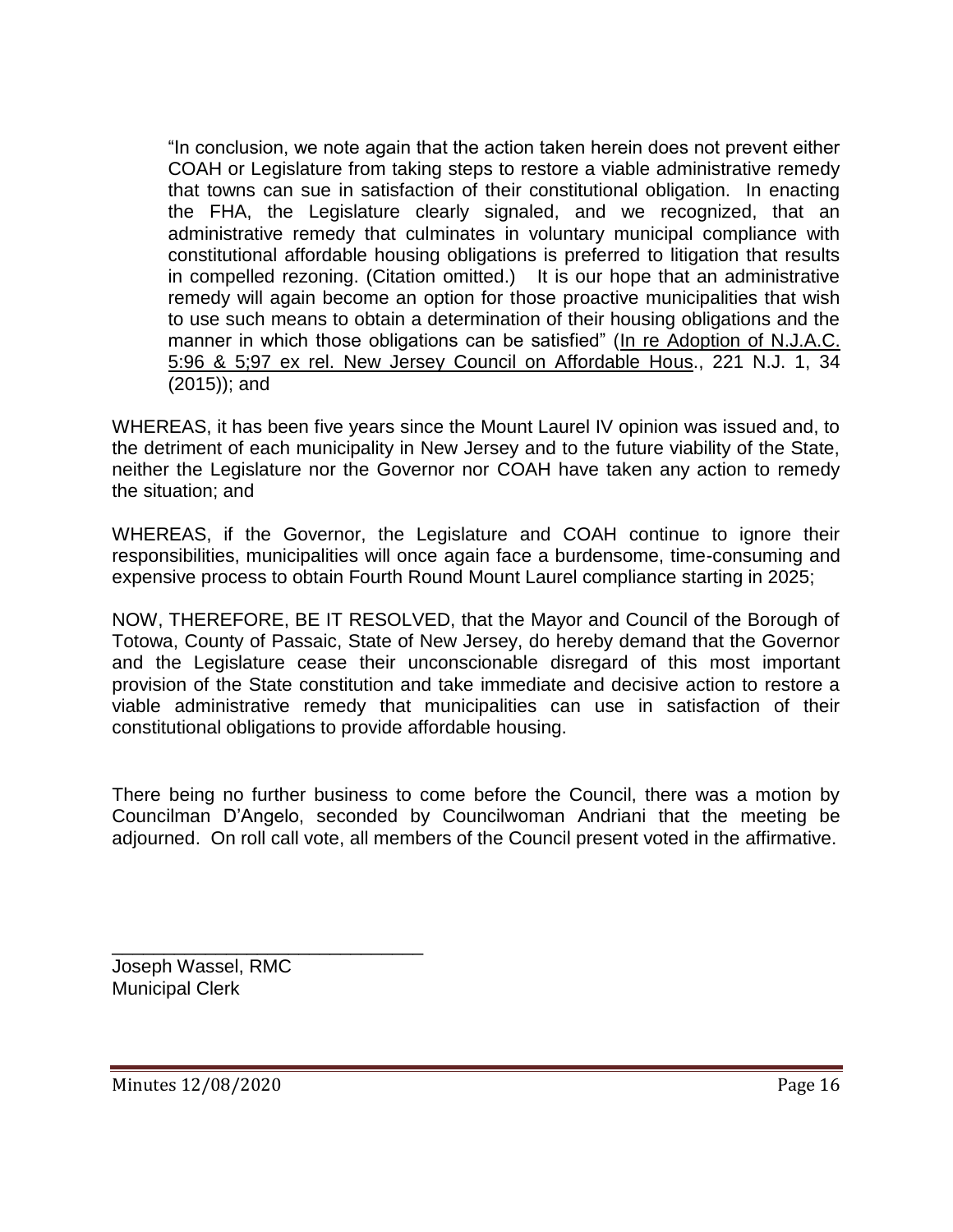"In conclusion, we note again that the action taken herein does not prevent either COAH or Legislature from taking steps to restore a viable administrative remedy that towns can sue in satisfaction of their constitutional obligation. In enacting the FHA, the Legislature clearly signaled, and we recognized, that an administrative remedy that culminates in voluntary municipal compliance with constitutional affordable housing obligations is preferred to litigation that results in compelled rezoning. (Citation omitted.) It is our hope that an administrative remedy will again become an option for those proactive municipalities that wish to use such means to obtain a determination of their housing obligations and the manner in which those obligations can be satisfied" (<u>In re Adoption of N.J.A.C. 5:96 & 5;97 ex rel. New Jersey Council on Affordable Hous</u>., 221 N.J. 1, 34 (2015)); and

WHEREAS, it has been five years since the Mount Laurel IV opinion was issued and, to the detriment of each municipality in New Jersey and to the future viability of the State, neither the Legislature nor the Governor nor COAH have taken any action to remedy the situation; and

WHEREAS, if the Governor, the Legislature and COAH continue to ignore their responsibilities, municipalities will once again face a burdensome, time-consuming and expensive process to obtain Fourth Round Mount Laurel compliance starting in 2025;

NOW, THEREFORE, BE IT RESOLVED, that the Mayor and Council of the Borough of Totowa, County of Passaic, State of New Jersey, do hereby demand that the Governor and the Legislature cease their unconscionable disregard of this most important provision of the State constitution and take immediate and decisive action to restore a viable administrative remedy that municipalities can use in satisfaction of their constitutional obligations to provide affordable housing.

There being no further business to come before the Council, there was a motion by Councilman D'Angelo, seconded by Councilwoman Andriani that the meeting be adjourned. On roll call vote, all members of the Council present voted in the affirmative.

\_\_\_\_\_\_\_\_\_\_\_\_\_\_\_\_\_\_\_\_\_\_\_\_\_\_\_\_\_\_

Joseph Wassel, RMC
Municipal Clerk